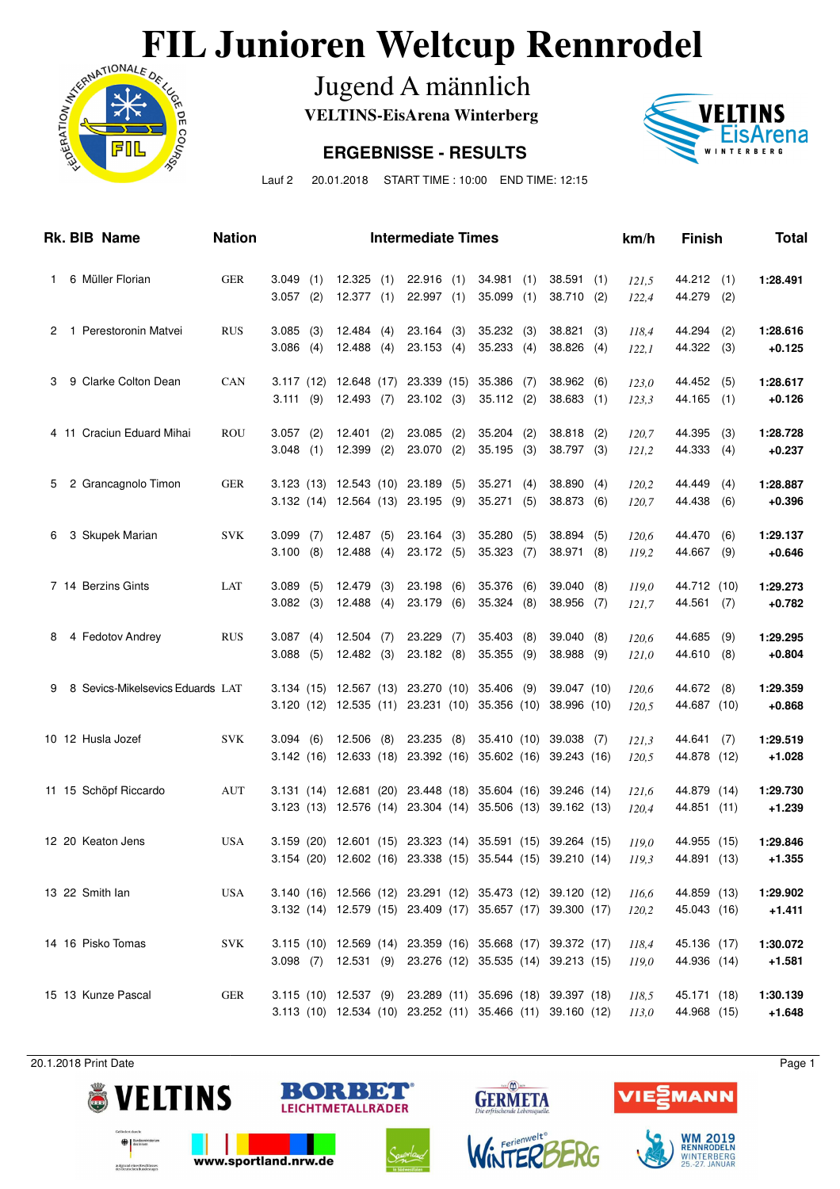# FIL Junioren Weltcup Rennrodel

## Jugend A männlich

**VELTINS-EisArena Winterberg**

### ERGEBNISSE - RESULTS

Lauf 2 20.01.2018 START TIME : 10:00 END TIME: 12:15

| Rk. | BIB | Name | Nation | Intermediate Times | | | | | km/h | Finish | Total |
|---|---|---|---|---|---|---|---|---|---|---|---|
| 1 | 6 | Müller Florian | GER | 3.049 (1) | 12.325 (1) | 22.916 (1) | 34.981 (1) | 38.591 (1) | 121,5 | 44.212 (1) | **1:28.491** |
| | | | | 3.057 (2) | 12.377 (1) | 22.997 (1) | 35.099 (1) | 38.710 (2) | 122,4 | 44.279 (2) | |
| 2 | 1 | Perestoronin Matvei | RUS | 3.085 (3) | 12.484 (4) | 23.164 (3) | 35.232 (3) | 38.821 (3) | 118,4 | 44.294 (2) | **1:28.616** |
| | | | | 3.086 (4) | 12.488 (4) | 23.153 (4) | 35.233 (4) | 38.826 (4) | 122,1 | 44.322 (3) | **+0.125** |
| 3 | 9 | Clarke Colton Dean | CAN | 3.117 (12) | 12.648 (17) | 23.339 (15) | 35.386 (7) | 38.962 (6) | 123,0 | 44.452 (5) | **1:28.617** |
| | | | | 3.111 (9) | 12.493 (7) | 23.102 (3) | 35.112 (2) | 38.683 (1) | 123,3 | 44.165 (1) | **+0.126** |
| 4 | 11 | Craciun Eduard Mihai | ROU | 3.057 (2) | 12.401 (2) | 23.085 (2) | 35.204 (2) | 38.818 (2) | 120,7 | 44.395 (3) | **1:28.728** |
| | | | | 3.048 (1) | 12.399 (2) | 23.070 (2) | 35.195 (3) | 38.797 (3) | 121,2 | 44.333 (4) | **+0.237** |
| 5 | 2 | Grancagnolo Timon | GER | 3.123 (13) | 12.543 (10) | 23.189 (5) | 35.271 (4) | 38.890 (4) | 120,2 | 44.449 (4) | **1:28.887** |
| | | | | 3.132 (14) | 12.564 (13) | 23.195 (9) | 35.271 (5) | 38.873 (6) | 120,7 | 44.438 (6) | **+0.396** |
| 6 | 3 | Skupek Marian | SVK | 3.099 (7) | 12.487 (5) | 23.164 (3) | 35.280 (5) | 38.894 (5) | 120,6 | 44.470 (6) | **1:29.137** |
| | | | | 3.100 (8) | 12.488 (4) | 23.172 (5) | 35.323 (7) | 38.971 (8) | 119,2 | 44.667 (9) | **+0.646** |
| 7 | 14 | Berzins Gints | LAT | 3.089 (5) | 12.479 (3) | 23.198 (6) | 35.376 (6) | 39.040 (8) | 119,0 | 44.712 (10) | **1:29.273** |
| | | | | 3.082 (3) | 12.488 (4) | 23.179 (6) | 35.324 (8) | 38.956 (7) | 121,7 | 44.561 (7) | **+0.782** |
| 8 | 4 | Fedotov Andrey | RUS | 3.087 (4) | 12.504 (7) | 23.229 (7) | 35.403 (8) | 39.040 (8) | 120,6 | 44.685 (9) | **1:29.295** |
| | | | | 3.088 (5) | 12.482 (3) | 23.182 (8) | 35.355 (9) | 38.988 (9) | 121,0 | 44.610 (8) | **+0.804** |
| 9 | 8 | Sevics-Mikelsevics Eduards | LAT | 3.134 (15) | 12.567 (13) | 23.270 (10) | 35.406 (9) | 39.047 (10) | 120,6 | 44.672 (8) | **1:29.359** |
| | | | | 3.120 (12) | 12.535 (11) | 23.231 (10) | 35.356 (10) | 38.996 (10) | 120,5 | 44.687 (10) | **+0.868** |
| 10 | 12 | Husla Jozef | SVK | 3.094 (6) | 12.506 (8) | 23.235 (8) | 35.410 (10) | 39.038 (7) | 121,3 | 44.641 (7) | **1:29.519** |
| | | | | 3.142 (16) | 12.633 (18) | 23.392 (16) | 35.602 (16) | 39.243 (16) | 120,5 | 44.878 (12) | **+1.028** |
| 11 | 15 | Schöpf Riccardo | AUT | 3.131 (14) | 12.681 (20) | 23.448 (18) | 35.604 (16) | 39.246 (14) | 121,6 | 44.879 (14) | **1:29.730** |
| | | | | 3.123 (13) | 12.576 (14) | 23.304 (14) | 35.506 (13) | 39.162 (13) | 120,4 | 44.851 (11) | **+1.239** |
| 12 | 20 | Keaton Jens | USA | 3.159 (20) | 12.601 (15) | 23.323 (14) | 35.591 (15) | 39.264 (15) | 119,0 | 44.955 (15) | **1:29.846** |
| | | | | 3.154 (20) | 12.602 (16) | 23.338 (15) | 35.544 (15) | 39.210 (14) | 119,3 | 44.891 (13) | **+1.355** |
| 13 | 22 | Smith Ian | USA | 3.140 (16) | 12.566 (12) | 23.291 (12) | 35.473 (12) | 39.120 (12) | 116,6 | 44.859 (13) | **1:29.902** |
| | | | | 3.132 (14) | 12.579 (15) | 23.409 (17) | 35.657 (17) | 39.300 (17) | 120,2 | 45.043 (16) | **+1.411** |
| 14 | 16 | Pisko Tomas | SVK | 3.115 (10) | 12.569 (14) | 23.359 (16) | 35.668 (17) | 39.372 (17) | 118,4 | 45.136 (17) | **1:30.072** |
| | | | | 3.098 (7) | 12.531 (9) | 23.276 (12) | 35.535 (14) | 39.213 (15) | 119,0 | 44.936 (14) | **+1.581** |
| 15 | 13 | Kunze Pascal | GER | 3.115 (10) | 12.537 (9) | 23.289 (11) | 35.696 (18) | 39.397 (18) | 118,5 | 45.171 (18) | **1:30.139** |
| | | | | 3.113 (10) | 12.534 (10) | 23.252 (11) | 35.466 (11) | 39.160 (12) | 113,0 | 44.968 (15) | **+1.648** |

20.1.2018 Print Date

www.sportland.nrw.de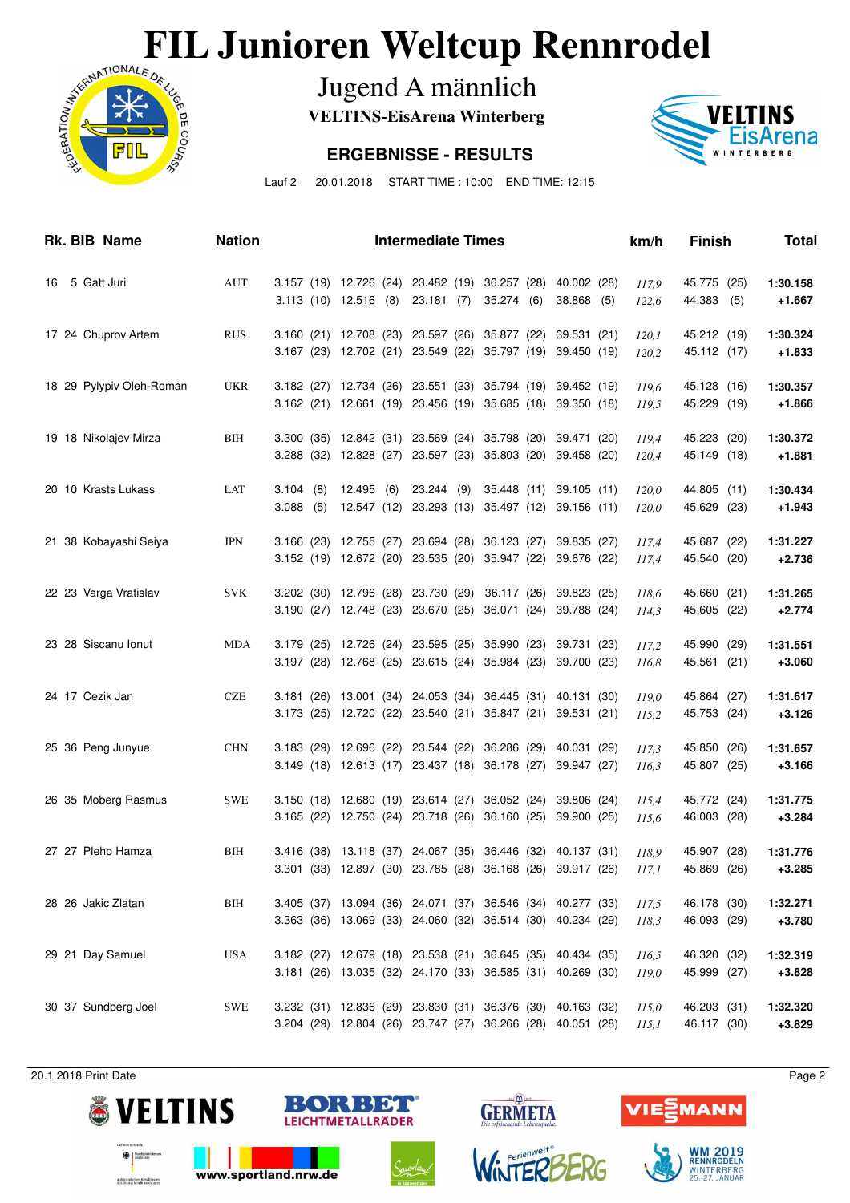# FIL Junioren Weltcup Rennrodel

## Jugend A männlich

**VELTINS-EisArena Winterberg**

### ERGEBNISSE - RESULTS

Lauf 2    20.01.2018    START TIME : 10:00    END TIME: 12:15

| Rk. | BIB | Name | Nation | Intermediate Times | | | | | km/h | Finish | Total |
|---|---|---|---|---|---|---|---|---|---|---|---|
| 16 | 5 | Gatt Juri | AUT | 3.157 (19) | 12.726 (24) | 23.482 (19) | 36.257 (28) | 40.002 (28) | *117,9* | 45.775 (25) | **1:30.158** |
| | | | | 3.113 (10) | 12.516 (8) | 23.181 (7) | 35.274 (6) | 38.868 (5) | *122,6* | 44.383 (5) | **+1.667** |
| 17 | 24 | Chuprov Artem | RUS | 3.160 (21) | 12.708 (23) | 23.597 (26) | 35.877 (22) | 39.531 (21) | *120,1* | 45.212 (19) | **1:30.324** |
| | | | | 3.167 (23) | 12.702 (21) | 23.549 (22) | 35.797 (19) | 39.450 (19) | *120,2* | 45.112 (17) | **+1.833** |
| 18 | 29 | Pylypiv Oleh-Roman | UKR | 3.182 (27) | 12.734 (26) | 23.551 (23) | 35.794 (19) | 39.452 (19) | *119,6* | 45.128 (16) | **1:30.357** |
| | | | | 3.162 (21) | 12.661 (19) | 23.456 (19) | 35.685 (18) | 39.350 (18) | *119,5* | 45.229 (19) | **+1.866** |
| 19 | 18 | Nikolajev Mirza | BIH | 3.300 (35) | 12.842 (31) | 23.569 (24) | 35.798 (20) | 39.471 (20) | *119,4* | 45.223 (20) | **1:30.372** |
| | | | | 3.288 (32) | 12.828 (27) | 23.597 (23) | 35.803 (20) | 39.458 (20) | *120,4* | 45.149 (18) | **+1.881** |
| 20 | 10 | Krasts Lukass | LAT | 3.104 (8) | 12.495 (6) | 23.244 (9) | 35.448 (11) | 39.105 (11) | *120,0* | 44.805 (11) | **1:30.434** |
| | | | | 3.088 (5) | 12.547 (12) | 23.293 (13) | 35.497 (12) | 39.156 (11) | *120,0* | 45.629 (23) | **+1.943** |
| 21 | 38 | Kobayashi Seiya | JPN | 3.166 (23) | 12.755 (27) | 23.694 (28) | 36.123 (27) | 39.835 (27) | *117,4* | 45.687 (22) | **1:31.227** |
| | | | | 3.152 (19) | 12.672 (20) | 23.535 (20) | 35.947 (22) | 39.676 (22) | *117,4* | 45.540 (20) | **+2.736** |
| 22 | 23 | Varga Vratislav | SVK | 3.202 (30) | 12.796 (28) | 23.730 (29) | 36.117 (26) | 39.823 (25) | *118,6* | 45.660 (21) | **1:31.265** |
| | | | | 3.190 (27) | 12.748 (23) | 23.670 (25) | 36.071 (24) | 39.788 (24) | *114,3* | 45.605 (22) | **+2.774** |
| 23 | 28 | Siscanu Ionut | MDA | 3.179 (25) | 12.726 (24) | 23.595 (25) | 35.990 (23) | 39.731 (23) | *117,2* | 45.990 (29) | **1:31.551** |
| | | | | 3.197 (28) | 12.768 (25) | 23.615 (24) | 35.984 (23) | 39.700 (23) | *116,8* | 45.561 (21) | **+3.060** |
| 24 | 17 | Cezik Jan | CZE | 3.181 (26) | 13.001 (34) | 24.053 (34) | 36.445 (31) | 40.131 (30) | *119,0* | 45.864 (27) | **1:31.617** |
| | | | | 3.173 (25) | 12.720 (22) | 23.540 (21) | 35.847 (21) | 39.531 (21) | *115,2* | 45.753 (24) | **+3.126** |
| 25 | 36 | Peng Junyue | CHN | 3.183 (29) | 12.696 (22) | 23.544 (22) | 36.286 (29) | 40.031 (29) | *117,3* | 45.850 (26) | **1:31.657** |
| | | | | 3.149 (18) | 12.613 (17) | 23.437 (18) | 36.178 (27) | 39.947 (27) | *116,3* | 45.807 (25) | **+3.166** |
| 26 | 35 | Moberg Rasmus | SWE | 3.150 (18) | 12.680 (19) | 23.614 (27) | 36.052 (24) | 39.806 (24) | *115,4* | 45.772 (24) | **1:31.775** |
| | | | | 3.165 (22) | 12.750 (24) | 23.718 (26) | 36.160 (25) | 39.900 (25) | *115,6* | 46.003 (28) | **+3.284** |
| 27 | 27 | Pleho Hamza | BIH | 3.416 (38) | 13.118 (37) | 24.067 (35) | 36.446 (32) | 40.137 (31) | *118,9* | 45.907 (28) | **1:31.776** |
| | | | | 3.301 (33) | 12.897 (30) | 23.785 (28) | 36.168 (26) | 39.917 (26) | *117,1* | 45.869 (26) | **+3.285** |
| 28 | 26 | Jakic Zlatan | BIH | 3.405 (37) | 13.094 (36) | 24.071 (37) | 36.546 (34) | 40.277 (33) | *117,5* | 46.178 (30) | **1:32.271** |
| | | | | 3.363 (36) | 13.069 (33) | 24.060 (32) | 36.514 (30) | 40.234 (29) | *118,3* | 46.093 (29) | **+3.780** |
| 29 | 21 | Day Samuel | USA | 3.182 (27) | 12.679 (18) | 23.538 (21) | 36.645 (35) | 40.434 (35) | *116,5* | 46.320 (32) | **1:32.319** |
| | | | | 3.181 (26) | 13.035 (32) | 24.170 (33) | 36.585 (31) | 40.269 (30) | *119,0* | 45.999 (27) | **+3.828** |
| 30 | 37 | Sundberg Joel | SWE | 3.232 (31) | 12.836 (29) | 23.830 (31) | 36.376 (30) | 40.163 (32) | *115,0* | 46.203 (31) | **1:32.320** |
| | | | | 3.204 (29) | 12.804 (26) | 23.747 (27) | 36.266 (28) | 40.051 (28) | *115,1* | 46.117 (30) | **+3.829** |

20.1.2018 Print Date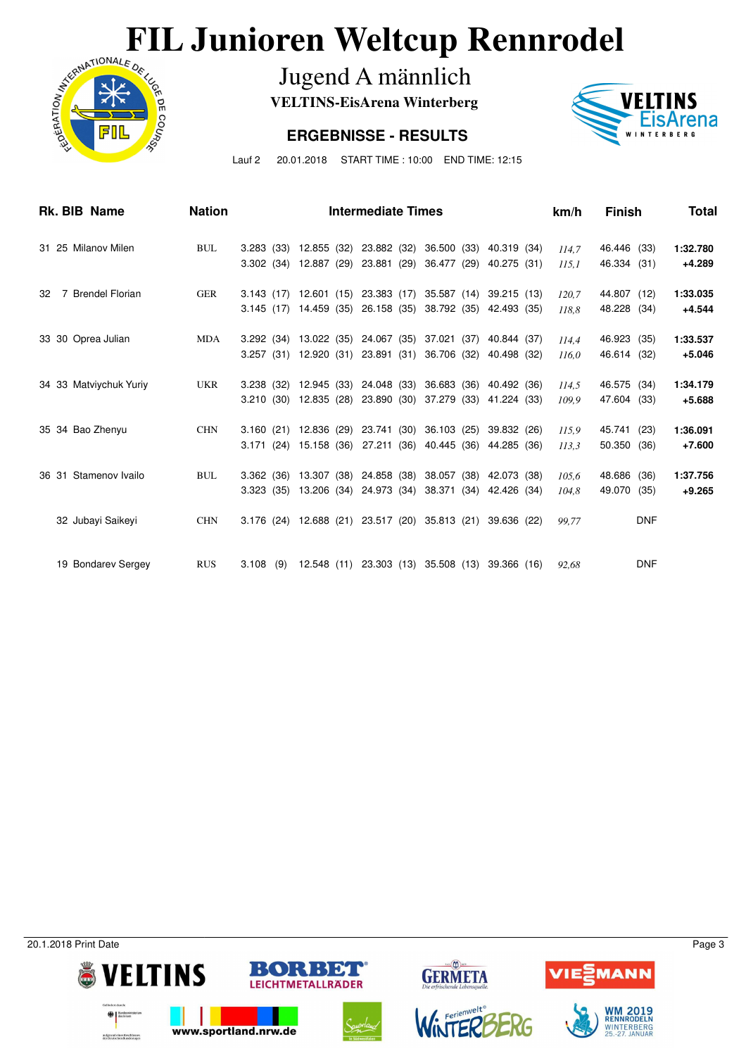# FIL Junioren Weltcup Rennrodel

## Jugend A männlich

**VELTINS-EisArena Winterberg**

### ERGEBNISSE - RESULTS

Lauf 2 20.01.2018 START TIME : 10:00 END TIME: 12:15

| Rk. | BIB | Name | Nation | Intermediate Times | | | | | km/h | Finish | Total |
|---|---|---|---|---|---|---|---|---|---|---|---|
| 31 | 25 | Milanov Milen | BUL | 3.283 (33) | 12.855 (32) | 23.882 (32) | 36.500 (33) | 40.319 (34) | 114,7 | 46.446 (33) | **1:32.780** |
| | | | | 3.302 (34) | 12.887 (29) | 23.881 (29) | 36.477 (29) | 40.275 (31) | 115,1 | 46.334 (31) | **+4.289** |
| 32 | 7 | Brendel Florian | GER | 3.143 (17) | 12.601 (15) | 23.383 (17) | 35.587 (14) | 39.215 (13) | 120,7 | 44.807 (12) | **1:33.035** |
| | | | | 3.145 (17) | 14.459 (35) | 26.158 (35) | 38.792 (35) | 42.493 (35) | 118,8 | 48.228 (34) | **+4.544** |
| 33 | 30 | Oprea Julian | MDA | 3.292 (34) | 13.022 (35) | 24.067 (35) | 37.021 (37) | 40.844 (37) | 114,4 | 46.923 (35) | **1:33.537** |
| | | | | 3.257 (31) | 12.920 (31) | 23.891 (31) | 36.706 (32) | 40.498 (32) | 116,0 | 46.614 (32) | **+5.046** |
| 34 | 33 | Matviychuk Yuriy | UKR | 3.238 (32) | 12.945 (33) | 24.048 (33) | 36.683 (36) | 40.492 (36) | 114,5 | 46.575 (34) | **1:34.179** |
| | | | | 3.210 (30) | 12.835 (28) | 23.890 (30) | 37.279 (33) | 41.224 (33) | 109,9 | 47.604 (33) | **+5.688** |
| 35 | 34 | Bao Zhenyu | CHN | 3.160 (21) | 12.836 (29) | 23.741 (30) | 36.103 (25) | 39.832 (26) | 115,9 | 45.741 (23) | **1:36.091** |
| | | | | 3.171 (24) | 15.158 (36) | 27.211 (36) | 40.445 (36) | 44.285 (36) | 113,3 | 50.350 (36) | **+7.600** |
| 36 | 31 | Stamenov Ivailo | BUL | 3.362 (36) | 13.307 (38) | 24.858 (38) | 38.057 (38) | 42.073 (38) | 105,6 | 48.686 (36) | **1:37.756** |
| | | | | 3.323 (35) | 13.206 (34) | 24.973 (34) | 38.371 (34) | 42.426 (34) | 104,8 | 49.070 (35) | **+9.265** |
| | 32 | Jubayi Saikeyi | CHN | 3.176 (24) | 12.688 (21) | 23.517 (20) | 35.813 (21) | 39.636 (22) | 99,77 | DNF | |
| | 19 | Bondarev Sergey | RUS | 3.108 (9) | 12.548 (11) | 23.303 (13) | 35.508 (13) | 39.366 (16) | 92,68 | DNF | |

20.1.2018 Print Date

www.sportland.nrw.de

WM 2019 RENNRODELN WINTERBERG 25.-27. JANUAR